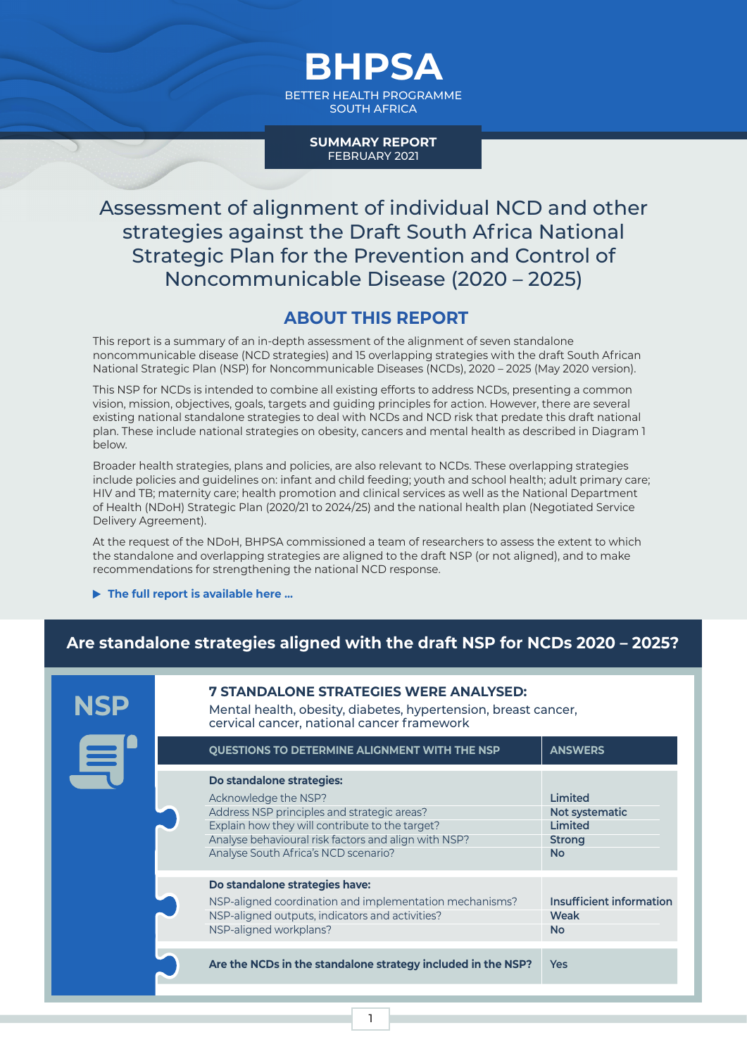# BHPSA

BETTER HEALTH PROGRAMME SOUTH AFRICA

**SUMMARY REPORT**
FEBRUARY 2021

# Assessment of alignment of individual NCD and other strategies against the Draft South Africa National Strategic Plan for the Prevention and Control of Noncommunicable Disease (2020 – 2025)

## ABOUT THIS REPORT

This report is a summary of an in-depth assessment of the alignment of seven standalone noncommunicable disease (NCD strategies) and 15 overlapping strategies with the draft South African National Strategic Plan (NSP) for Noncommunicable Diseases (NCDs), 2020 – 2025 (May 2020 version).

This NSP for NCDs is intended to combine all existing efforts to address NCDs, presenting a common vision, mission, objectives, goals, targets and guiding principles for action. However, there are several existing national standalone strategies to deal with NCDs and NCD risk that predate this draft national plan. These include national strategies on obesity, cancers and mental health as described in Diagram 1 below.

Broader health strategies, plans and policies, are also relevant to NCDs. These overlapping strategies include policies and guidelines on: infant and child feeding; youth and school health; adult primary care; HIV and TB; maternity care; health promotion and clinical services as well as the National Department of Health (NDoH) Strategic Plan (2020/21 to 2024/25) and the national health plan (Negotiated Service Delivery Agreement).

At the request of the NDoH, BHPSA commissioned a team of researchers to assess the extent to which the standalone and overlapping strategies are aligned to the draft NSP (or not aligned), and to make recommendations for strengthening the national NCD response.

▶ **The full report is available here ...**

## Are standalone strategies aligned with the draft NSP for NCDs 2020 – 2025?

**NSP**

### 7 STANDALONE STRATEGIES WERE ANALYSED:

Mental health, obesity, diabetes, hypertension, breast cancer, cervical cancer, national cancer framework

| QUESTIONS TO DETERMINE ALIGNMENT WITH THE NSP | ANSWERS |
|---|---|
| **Do standalone strategies:** | |
| Acknowledge the NSP? | Limited |
| Address NSP principles and strategic areas? | Not systematic |
| Explain how they will contribute to the target? | Limited |
| Analyse behavioural risk factors and align with NSP? | Strong |
| Analyse South Africa's NCD scenario? | No |
| **Do standalone strategies have:** | |
| NSP-aligned coordination and implementation mechanisms? | Insufficient information |
| NSP-aligned outputs, indicators and activities? | Weak |
| NSP-aligned workplans? | No |
| **Are the NCDs in the standalone strategy included in the NSP?** | Yes |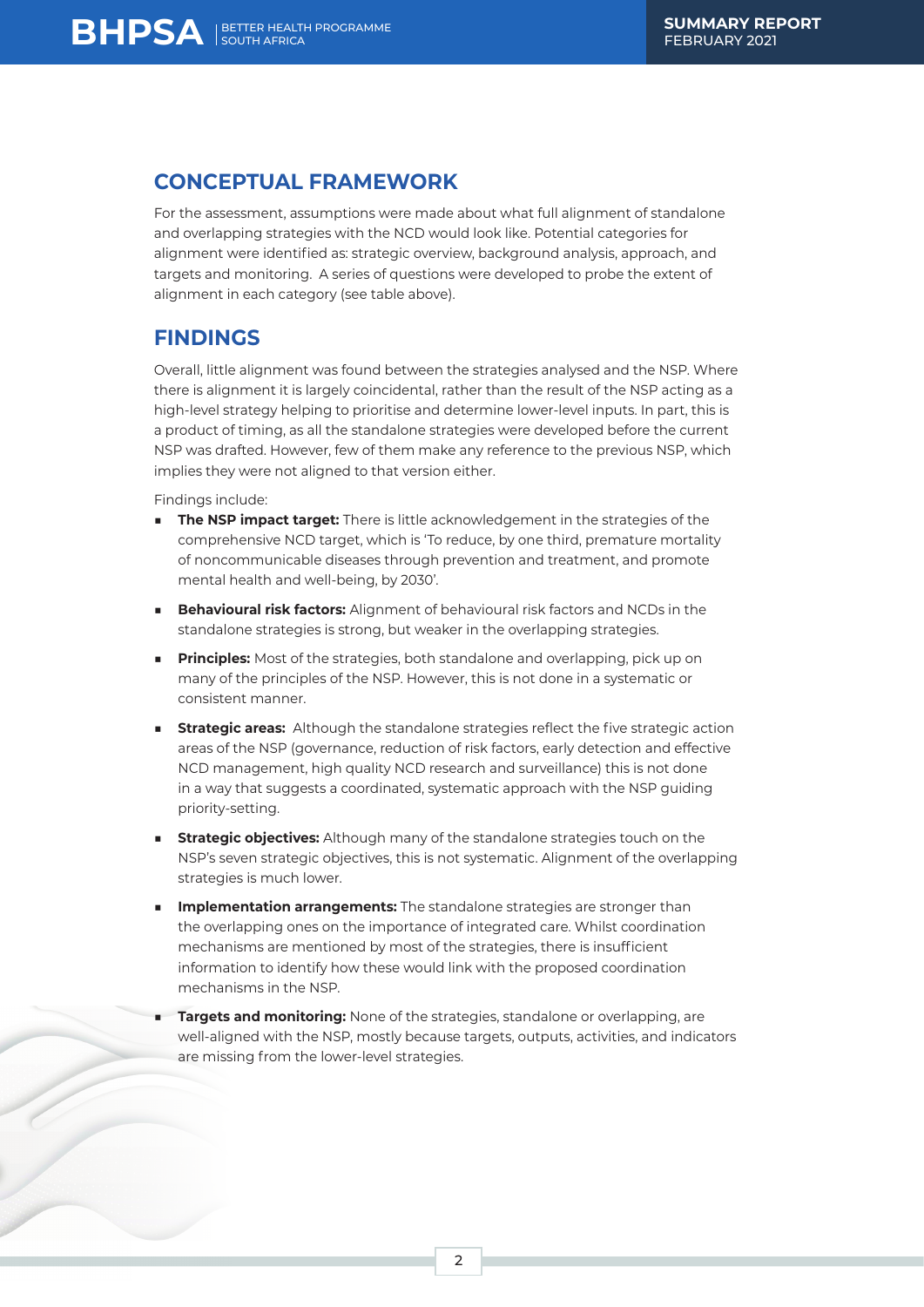## CONCEPTUAL FRAMEWORK

For the assessment, assumptions were made about what full alignment of standalone and overlapping strategies with the NCD would look like. Potential categories for alignment were identified as: strategic overview, background analysis, approach, and targets and monitoring. A series of questions were developed to probe the extent of alignment in each category (see table above).

## FINDINGS

Overall, little alignment was found between the strategies analysed and the NSP. Where there is alignment it is largely coincidental, rather than the result of the NSP acting as a high-level strategy helping to prioritise and determine lower-level inputs. In part, this is a product of timing, as all the standalone strategies were developed before the current NSP was drafted. However, few of them make any reference to the previous NSP, which implies they were not aligned to that version either.

Findings include:

- **The NSP impact target:** There is little acknowledgement in the strategies of the comprehensive NCD target, which is 'To reduce, by one third, premature mortality of noncommunicable diseases through prevention and treatment, and promote mental health and well-being, by 2030'.
- **Behavioural risk factors:** Alignment of behavioural risk factors and NCDs in the standalone strategies is strong, but weaker in the overlapping strategies.
- **Principles:** Most of the strategies, both standalone and overlapping, pick up on many of the principles of the NSP. However, this is not done in a systematic or consistent manner.
- **Strategic areas:** Although the standalone strategies reflect the five strategic action areas of the NSP (governance, reduction of risk factors, early detection and effective NCD management, high quality NCD research and surveillance) this is not done in a way that suggests a coordinated, systematic approach with the NSP guiding priority-setting.
- **Strategic objectives:** Although many of the standalone strategies touch on the NSP's seven strategic objectives, this is not systematic. Alignment of the overlapping strategies is much lower.
- **Implementation arrangements:** The standalone strategies are stronger than the overlapping ones on the importance of integrated care. Whilst coordination mechanisms are mentioned by most of the strategies, there is insufficient information to identify how these would link with the proposed coordination mechanisms in the NSP.
- **Targets and monitoring:** None of the strategies, standalone or overlapping, are well-aligned with the NSP, mostly because targets, outputs, activities, and indicators are missing from the lower-level strategies.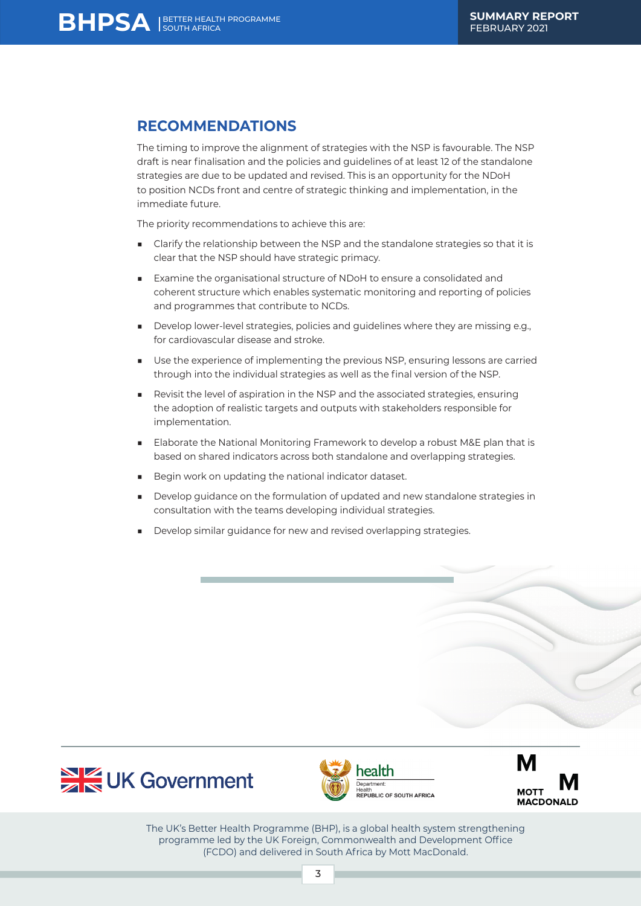## RECOMMENDATIONS

The timing to improve the alignment of strategies with the NSP is favourable. The NSP draft is near finalisation and the policies and guidelines of at least 12 of the standalone strategies are due to be updated and revised. This is an opportunity for the NDoH to position NCDs front and centre of strategic thinking and implementation, in the immediate future.

The priority recommendations to achieve this are:

- Clarify the relationship between the NSP and the standalone strategies so that it is clear that the NSP should have strategic primacy.
- Examine the organisational structure of NDoH to ensure a consolidated and coherent structure which enables systematic monitoring and reporting of policies and programmes that contribute to NCDs.
- Develop lower-level strategies, policies and guidelines where they are missing e.g., for cardiovascular disease and stroke.
- Use the experience of implementing the previous NSP, ensuring lessons are carried through into the individual strategies as well as the final version of the NSP.
- Revisit the level of aspiration in the NSP and the associated strategies, ensuring the adoption of realistic targets and outputs with stakeholders responsible for implementation.
- Elaborate the National Monitoring Framework to develop a robust M&E plan that is based on shared indicators across both standalone and overlapping strategies.
- Begin work on updating the national indicator dataset.
- Develop guidance on the formulation of updated and new standalone strategies in consultation with the teams developing individual strategies.
- Develop similar guidance for new and revised overlapping strategies.

The UK's Better Health Programme (BHP), is a global health system strengthening programme led by the UK Foreign, Commonwealth and Development Office (FCDO) and delivered in South Africa by Mott MacDonald.